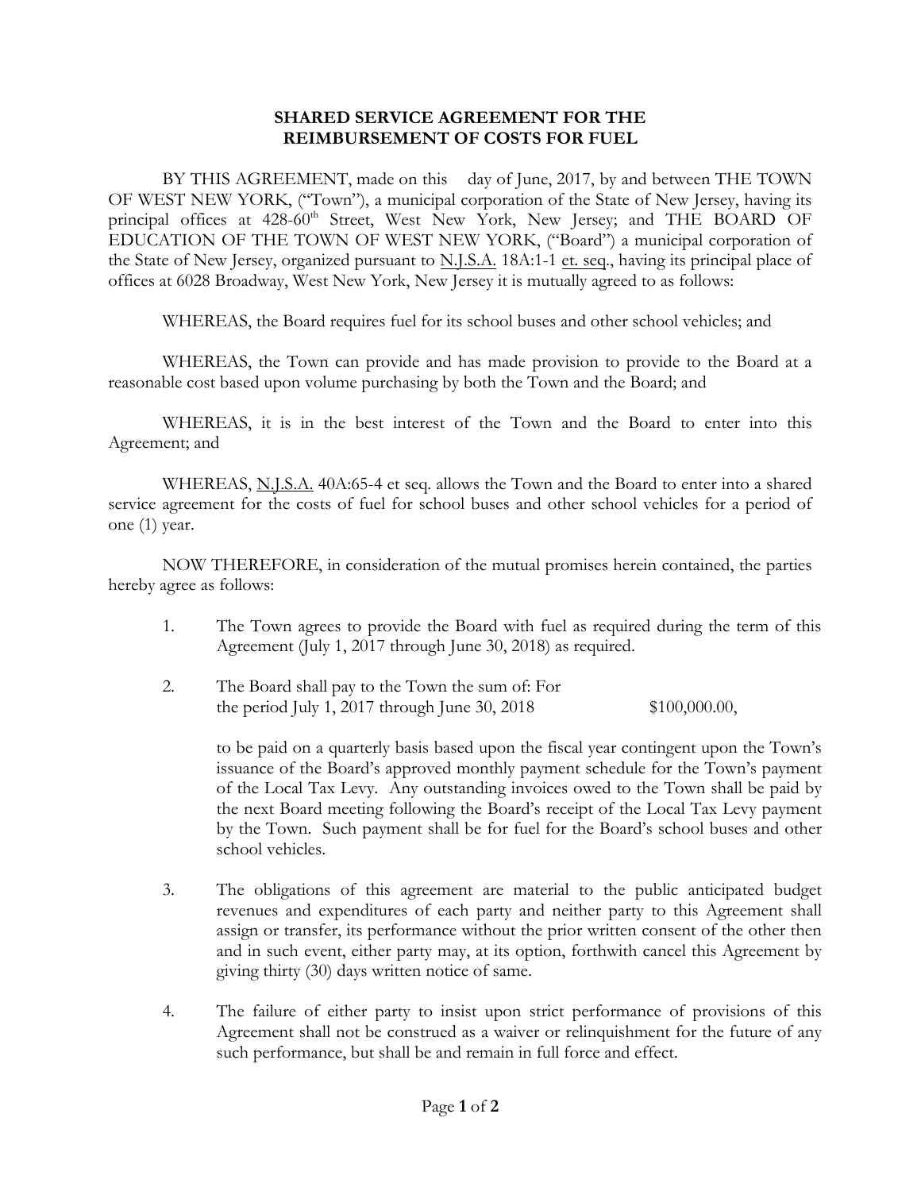# SHARED SERVICE AGREEMENT FOR THE REIMBURSEMENT OF COSTS FOR FUEL

BY THIS AGREEMENT, made on this day of June, 2017, by and between THE TOWN OF WEST NEW YORK, ("Town"), a municipal corporation of the State of New Jersey, having its principal offices at 428-60th Street, West New York, New Jersey; and THE BOARD OF EDUCATION OF THE TOWN OF WEST NEW YORK, ("Board") a municipal corporation of the State of New Jersey, organized pursuant to N.J.S.A. 18A:1-1 et. seq., having its principal place of offices at 6028 Broadway, West New York, New Jersey it is mutually agreed to as follows:

WHEREAS, the Board requires fuel for its school buses and other school vehicles; and

WHEREAS, the Town can provide and has made provision to provide to the Board at a reasonable cost based upon volume purchasing by both the Town and the Board; and

WHEREAS, it is in the best interest of the Town and the Board to enter into this Agreement; and

WHEREAS, N.J.S.A. 40A:65-4 et seq. allows the Town and the Board to enter into a shared service agreement for the costs of fuel for school buses and other school vehicles for a period of one (1) year.

NOW THEREFORE, in consideration of the mutual promises herein contained, the parties hereby agree as follows:

1. The Town agrees to provide the Board with fuel as required during the term of this Agreement (July 1, 2017 through June 30, 2018) as required.

2. The Board shall pay to the Town the sum of: For the period July 1, 2017 through June 30, 2018 $100,000.00,

   to be paid on a quarterly basis based upon the fiscal year contingent upon the Town's issuance of the Board's approved monthly payment schedule for the Town's payment of the Local Tax Levy. Any outstanding invoices owed to the Town shall be paid by the next Board meeting following the Board's receipt of the Local Tax Levy payment by the Town. Such payment shall be for fuel for the Board's school buses and other school vehicles.

3. The obligations of this agreement are material to the public anticipated budget revenues and expenditures of each party and neither party to this Agreement shall assign or transfer, its performance without the prior written consent of the other then and in such event, either party may, at its option, forthwith cancel this Agreement by giving thirty (30) days written notice of same.

4. The failure of either party to insist upon strict performance of provisions of this Agreement shall not be construed as a waiver or relinquishment for the future of any such performance, but shall be and remain in full force and effect.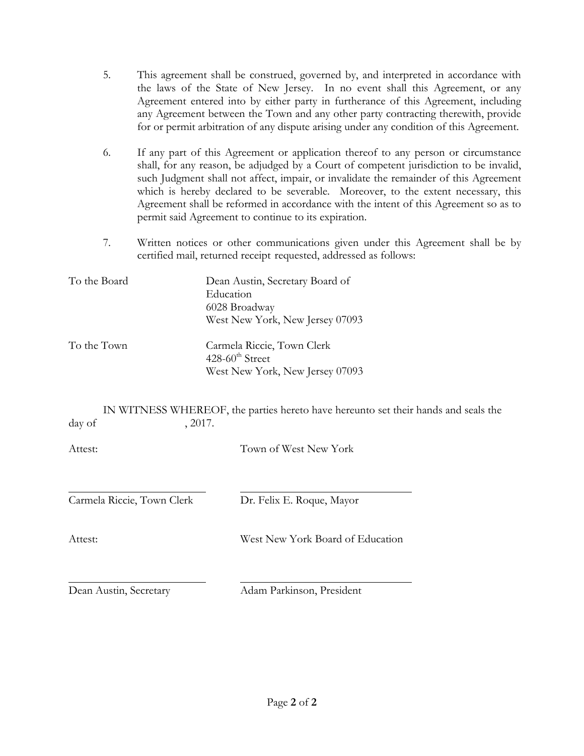5. This agreement shall be construed, governed by, and interpreted in accordance with the laws of the State of New Jersey. In no event shall this Agreement, or any Agreement entered into by either party in furtherance of this Agreement, including any Agreement between the Town and any other party contracting therewith, provide for or permit arbitration of any dispute arising under any condition of this Agreement.

6. If any part of this Agreement or application thereof to any person or circumstance shall, for any reason, be adjudged by a Court of competent jurisdiction to be invalid, such Judgment shall not affect, impair, or invalidate the remainder of this Agreement which is hereby declared to be severable. Moreover, to the extent necessary, this Agreement shall be reformed in accordance with the intent of this Agreement so as to permit said Agreement to continue to its expiration.

7. Written notices or other communications given under this Agreement shall be by certified mail, returned receipt requested, addressed as follows:

To the Board

Dean Austin, Secretary Board of Education
6028 Broadway
West New York, New Jersey 07093

To the Town

Carmela Riccie, Town Clerk
428-60th Street
West New York, New Jersey 07093

IN WITNESS WHEREOF, the parties hereto have hereunto set their hands and seals the day of , 2017.

Attest: Town of West New York

______________________ ______________________

Carmela Riccie, Town Clerk Dr. Felix E. Roque, Mayor

Attest: West New York Board of Education

______________________ ______________________

Dean Austin, Secretary Adam Parkinson, President